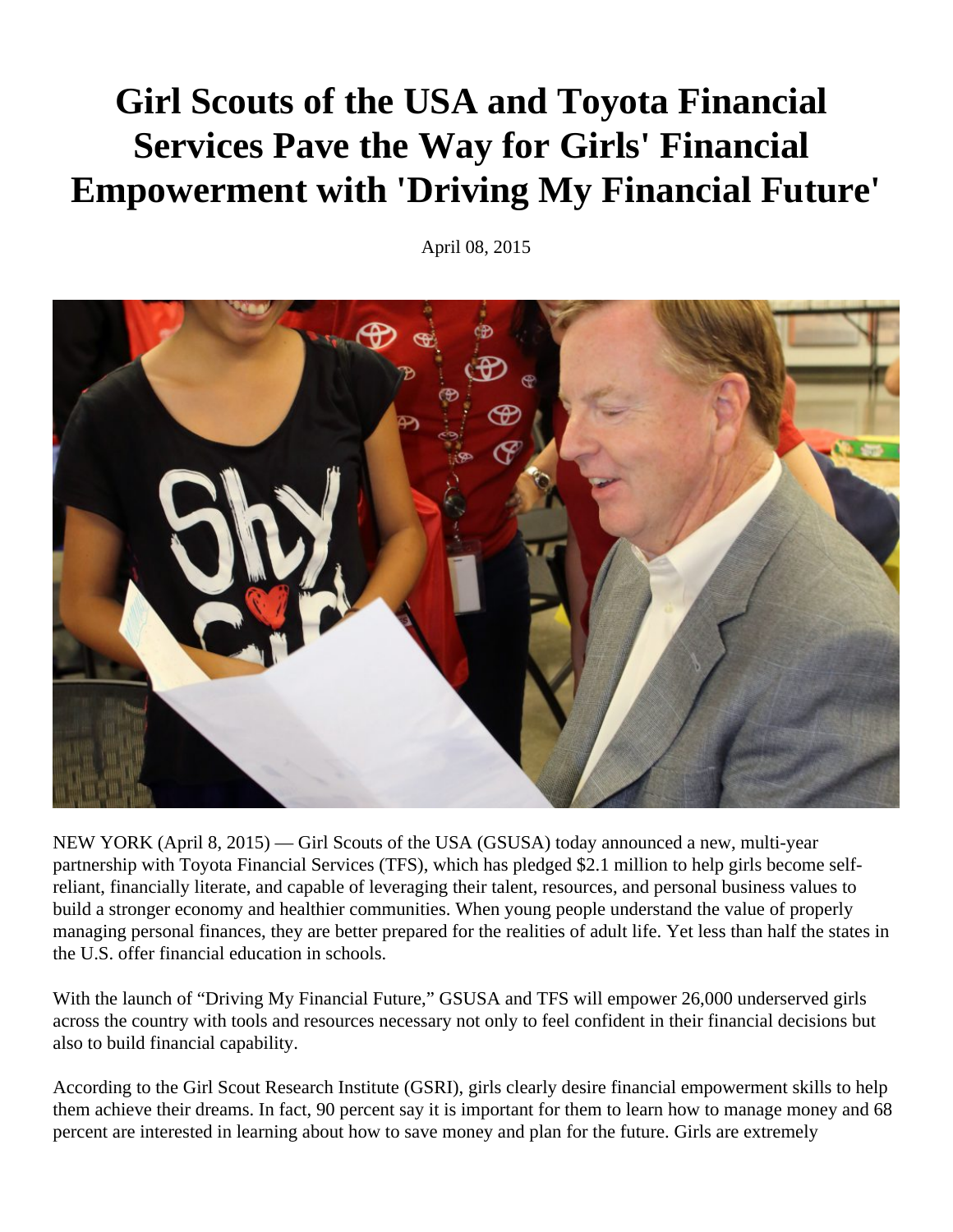# Girl Scouts of the USA and Toyota Financial Services Pave the Way for Girls' Financial Empowerment with 'Driving My Financial Future'

April 08, 2015

NEW YORK (April 8, 2015) — Girl Scouts of the USA (GSUSA) today announced a new, multi-year partnership with Toyota Financial Services (TFS), which has pledged $2.1 million to help girls become self-reliant, financially literate, and capable of leveraging their talent, resources, and personal business values to build a stronger economy and healthier communities. When young people understand the value of properly managing personal finances, they are better prepared for the realities of adult life. Yet less than half the states in the U.S. offer financial education in schools.

With the launch of "Driving My Financial Future," GSUSA and TFS will empower 26,000 underserved girls across the country with tools and resources necessary not only to feel confident in their financial decisions but also to build financial capability.

According to the Girl Scout Research Institute (GSRI), girls clearly desire financial empowerment skills to help them achieve their dreams. In fact, 90 percent say it is important for them to learn how to manage money and 68 percent are interested in learning about how to save money and plan for the future. Girls are extremely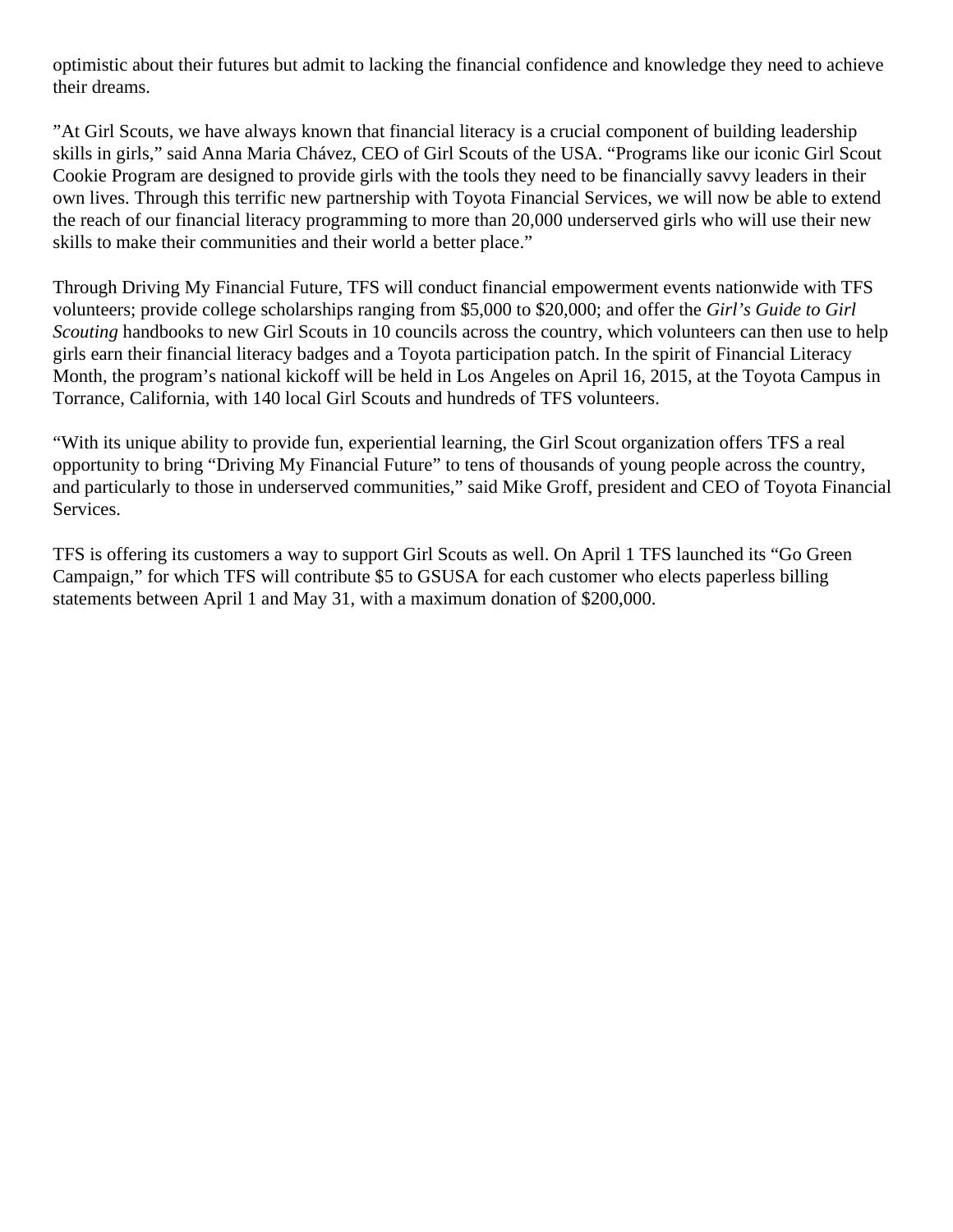optimistic about their futures but admit to lacking the financial confidence and knowledge they need to achieve their dreams.

”At Girl Scouts, we have always known that financial literacy is a crucial component of building leadership skills in girls,” said Anna Maria Chávez, CEO of Girl Scouts of the USA. “Programs like our iconic Girl Scout Cookie Program are designed to provide girls with the tools they need to be financially savvy leaders in their own lives. Through this terrific new partnership with Toyota Financial Services, we will now be able to extend the reach of our financial literacy programming to more than 20,000 underserved girls who will use their new skills to make their communities and their world a better place.”

Through Driving My Financial Future, TFS will conduct financial empowerment events nationwide with TFS volunteers; provide college scholarships ranging from $5,000 to $20,000; and offer the *Girl’s Guide to Girl Scouting* handbooks to new Girl Scouts in 10 councils across the country, which volunteers can then use to help girls earn their financial literacy badges and a Toyota participation patch. In the spirit of Financial Literacy Month, the program’s national kickoff will be held in Los Angeles on April 16, 2015, at the Toyota Campus in Torrance, California, with 140 local Girl Scouts and hundreds of TFS volunteers.

“With its unique ability to provide fun, experiential learning, the Girl Scout organization offers TFS a real opportunity to bring “Driving My Financial Future” to tens of thousands of young people across the country, and particularly to those in underserved communities,” said Mike Groff, president and CEO of Toyota Financial Services.

TFS is offering its customers a way to support Girl Scouts as well. On April 1 TFS launched its “Go Green Campaign,” for which TFS will contribute $5 to GSUSA for each customer who elects paperless billing statements between April 1 and May 31, with a maximum donation of $200,000.